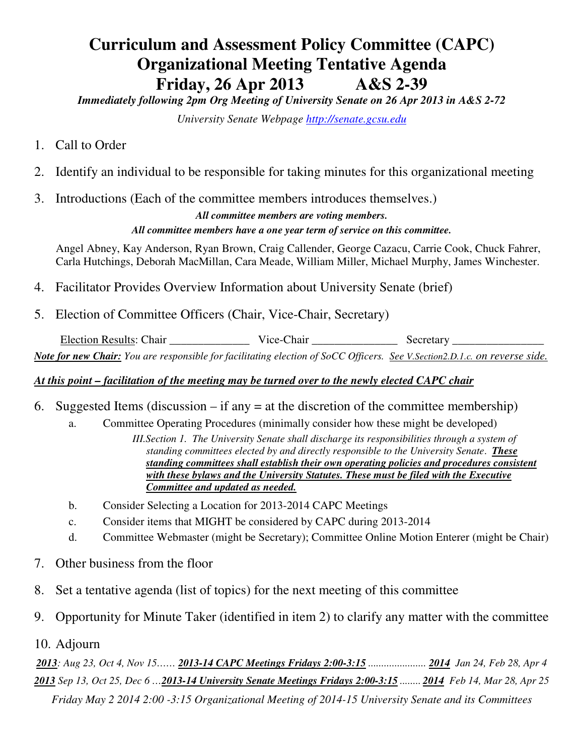# Curriculum and Assessment Policy Committee (CAPC)
# Organizational Meeting Tentative Agenda
# Friday, 26 Apr 2013 A&S 2-39

***Immediately following 2pm Org Meeting of University Senate on 26 Apr 2013 in A&S 2-72***

*University Senate Webpage http://senate.gcsu.edu*

1. Call to Order

2. Identify an individual to be responsible for taking minutes for this organizational meeting

3. Introductions (Each of the committee members introduces themselves.)

   ***All committee members are voting members.***

   ***All committee members have a one year term of service on this committee.***

   Angel Abney, Kay Anderson, Ryan Brown, Craig Callender, George Cazacu, Carrie Cook, Chuck Fahrer, Carla Hutchings, Deborah MacMillan, Cara Meade, William Miller, Michael Murphy, James Winchester.

4. Facilitator Provides Overview Information about University Senate (brief)

5. Election of Committee Officers (Chair, Vice-Chair, Secretary)

   Election Results: Chair _______________ Vice-Chair _______________ Secretary _______________

   ***Note for new Chair:*** *You are responsible for facilitating election of SoCC Officers. See V.Section2.D.1.c. on reverse side.*

***At this point – facilitation of the meeting may be turned over to the newly elected CAPC chair***

6. Suggested Items (discussion – if any = at the discretion of the committee membership)
   a. Committee Operating Procedures (minimally consider how these might be developed)

      *III.Section 1. The University Senate shall discharge its responsibilities through a system of standing committees elected by and directly responsible to the University Senate.* ***These standing committees shall establish their own operating policies and procedures consistent with these bylaws and the University Statutes. These must be filed with the Executive Committee and updated as needed.***

   b. Consider Selecting a Location for 2013-2014 CAPC Meetings
   c. Consider items that MIGHT be considered by CAPC during 2013-2014
   d. Committee Webmaster (might be Secretary); Committee Online Motion Enterer (might be Chair)

7. Other business from the floor

8. Set a tentative agenda (list of topics) for the next meeting of this committee

9. Opportunity for Minute Taker (identified in item 2) to clarify any matter with the committee

10. Adjourn

***2013****: Aug 23, Oct 4, Nov 15……* ***2013-14 CAPC Meetings Fridays 2:00-3:15*** *.....................* ***2014*** *Jan 24, Feb 28, Apr 4*

***2013*** *Sep 13, Oct 25, Dec 6 …* ***2013-14 University Senate Meetings Fridays 2:00-3:15*** *........* ***2014*** *Feb 14, Mar 28, Apr 25*

*Friday May 2 2014 2:00 -3:15 Organizational Meeting of 2014-15 University Senate and its Committees*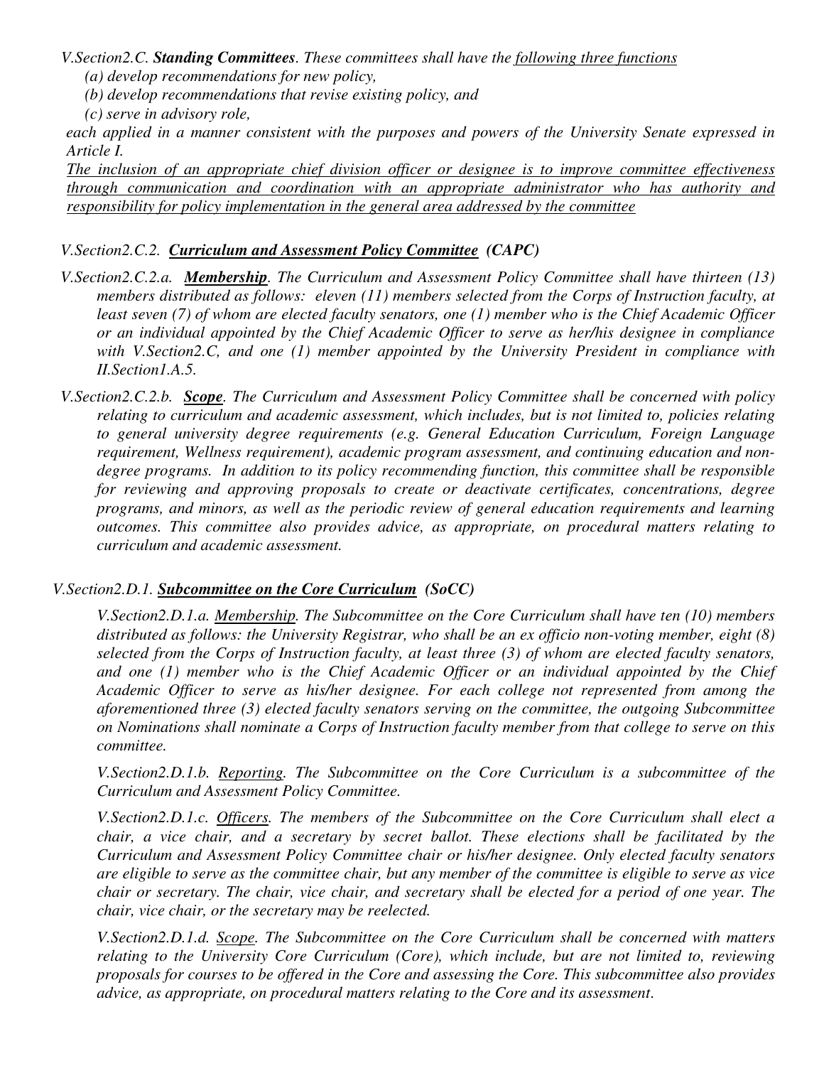*V.Section2.C.* ***Standing Committees****. These committees shall have the* <u>*following three functions*</u>

*(a) develop recommendations for new policy,*

*(b) develop recommendations that revise existing policy, and*

*(c) serve in advisory role,*

*each applied in a manner consistent with the purposes and powers of the University Senate expressed in Article I.*

<u>*The inclusion of an appropriate chief division officer or designee is to improve committee effectiveness through communication and coordination with an appropriate administrator who has authority and responsibility for policy implementation in the general area addressed by the committee*</u>

*V.Section2.C.2.* ***<u>Curriculum and Assessment Policy Committee</u>*** ***(CAPC)***

*V.Section2.C.2.a.* ***<u>Membership</u>****. The Curriculum and Assessment Policy Committee shall have thirteen (13) members distributed as follows: eleven (11) members selected from the Corps of Instruction faculty, at least seven (7) of whom are elected faculty senators, one (1) member who is the Chief Academic Officer or an individual appointed by the Chief Academic Officer to serve as her/his designee in compliance with V.Section2.C, and one (1) member appointed by the University President in compliance with II.Section1.A.5.*

*V.Section2.C.2.b.* ***<u>Scope</u>****. The Curriculum and Assessment Policy Committee shall be concerned with policy relating to curriculum and academic assessment, which includes, but is not limited to, policies relating to general university degree requirements (e.g. General Education Curriculum, Foreign Language requirement, Wellness requirement), academic program assessment, and continuing education and non-degree programs. In addition to its policy recommending function, this committee shall be responsible for reviewing and approving proposals to create or deactivate certificates, concentrations, degree programs, and minors, as well as the periodic review of general education requirements and learning outcomes. This committee also provides advice, as appropriate, on procedural matters relating to curriculum and academic assessment.*

*V.Section2.D.1.* ***<u>Subcommittee on the Core Curriculum</u>*** ***(SoCC)***

*V.Section2.D.1.a. <u>Membership</u>. The Subcommittee on the Core Curriculum shall have ten (10) members distributed as follows: the University Registrar, who shall be an ex officio non-voting member, eight (8) selected from the Corps of Instruction faculty, at least three (3) of whom are elected faculty senators, and one (1) member who is the Chief Academic Officer or an individual appointed by the Chief Academic Officer to serve as his/her designee. For each college not represented from among the aforementioned three (3) elected faculty senators serving on the committee, the outgoing Subcommittee on Nominations shall nominate a Corps of Instruction faculty member from that college to serve on this committee.*

*V.Section2.D.1.b. <u>Reporting</u>. The Subcommittee on the Core Curriculum is a subcommittee of the Curriculum and Assessment Policy Committee.*

*V.Section2.D.1.c. <u>Officers</u>. The members of the Subcommittee on the Core Curriculum shall elect a chair, a vice chair, and a secretary by secret ballot. These elections shall be facilitated by the Curriculum and Assessment Policy Committee chair or his/her designee. Only elected faculty senators are eligible to serve as the committee chair, but any member of the committee is eligible to serve as vice chair or secretary. The chair, vice chair, and secretary shall be elected for a period of one year. The chair, vice chair, or the secretary may be reelected.*

*V.Section2.D.1.d. <u>Scope</u>. The Subcommittee on the Core Curriculum shall be concerned with matters relating to the University Core Curriculum (Core), which include, but are not limited to, reviewing proposals for courses to be offered in the Core and assessing the Core. This subcommittee also provides advice, as appropriate, on procedural matters relating to the Core and its assessment.*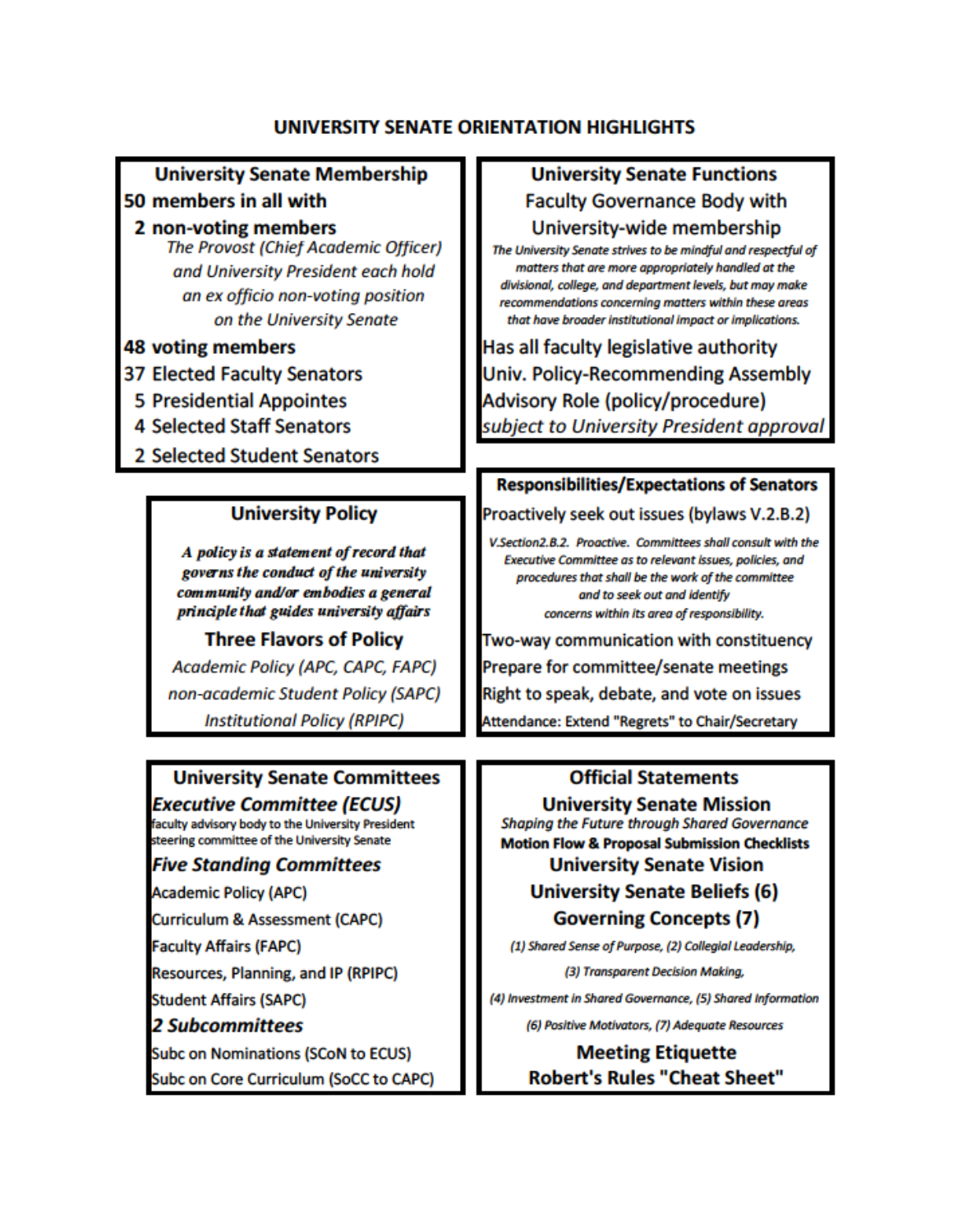# UNIVERSITY SENATE ORIENTATION HIGHLIGHTS

## University Senate Membership

**50 members in all with**

**2 non-voting members**

*The Provost (Chief Academic Officer) and University President each hold an ex officio non-voting position on the University Senate*

**48 voting members**

37 Elected Faculty Senators

5 Presidential Appointes

4 Selected Staff Senators

2 Selected Student Senators

## University Senate Functions

**Faculty Governance Body with University-wide membership**

*The University Senate strives to be mindful and respectful of matters that are more appropriately handled at the divisional, college, and department levels, but may make recommendations concerning matters within these areas that have broader institutional impact or implications.*

Has all faculty legislative authority

Univ. Policy-Recommending Assembly

Advisory Role (policy/procedure)

*subject to University President approval*

## University Policy

***A policy is a statement of record that governs the conduct of the university community and/or embodies a general principle that guides university affairs***

**Three Flavors of Policy**

*Academic Policy (APC, CAPC, FAPC)*

*non-academic Student Policy (SAPC)*

*Institutional Policy (RPIPC)*

## Responsibilities/Expectations of Senators

Proactively seek out issues (bylaws V.2.B.2)

*V.Section2.B.2. Proactive. Committees shall consult with the Executive Committee as to relevant issues, policies, and procedures that shall be the work of the committee and to seek out and identify concerns within its area of responsibility.*

Two-way communication with constituency

Prepare for committee/senate meetings

Right to speak, debate, and vote on issues

Attendance: Extend "Regrets" to Chair/Secretary

## University Senate Committees

***Executive Committee (ECUS)***

faculty advisory body to the University President

steering committee of the University Senate

***Five Standing Committees***

Academic Policy (APC)

Curriculum & Assessment (CAPC)

Faculty Affairs (FAPC)

Resources, Planning, and IP (RPIPC)

Student Affairs (SAPC)

***2 Subcommittees***

Subc on Nominations (SCoN to ECUS)

Subc on Core Curriculum (SoCC to CAPC)

## Official Statements

**University Senate Mission**

*Shaping the Future through Shared Governance*

**Motion Flow & Proposal Submission Checklists**

**University Senate Vision**

**University Senate Beliefs (6)**

**Governing Concepts (7)**

*(1) Shared Sense of Purpose, (2) Collegial Leadership,*

*(3) Transparent Decision Making,*

*(4) Investment in Shared Governance, (5) Shared Information*

*(6) Positive Motivators, (7) Adequate Resources*

**Meeting Etiquette**

**Robert's Rules "Cheat Sheet"**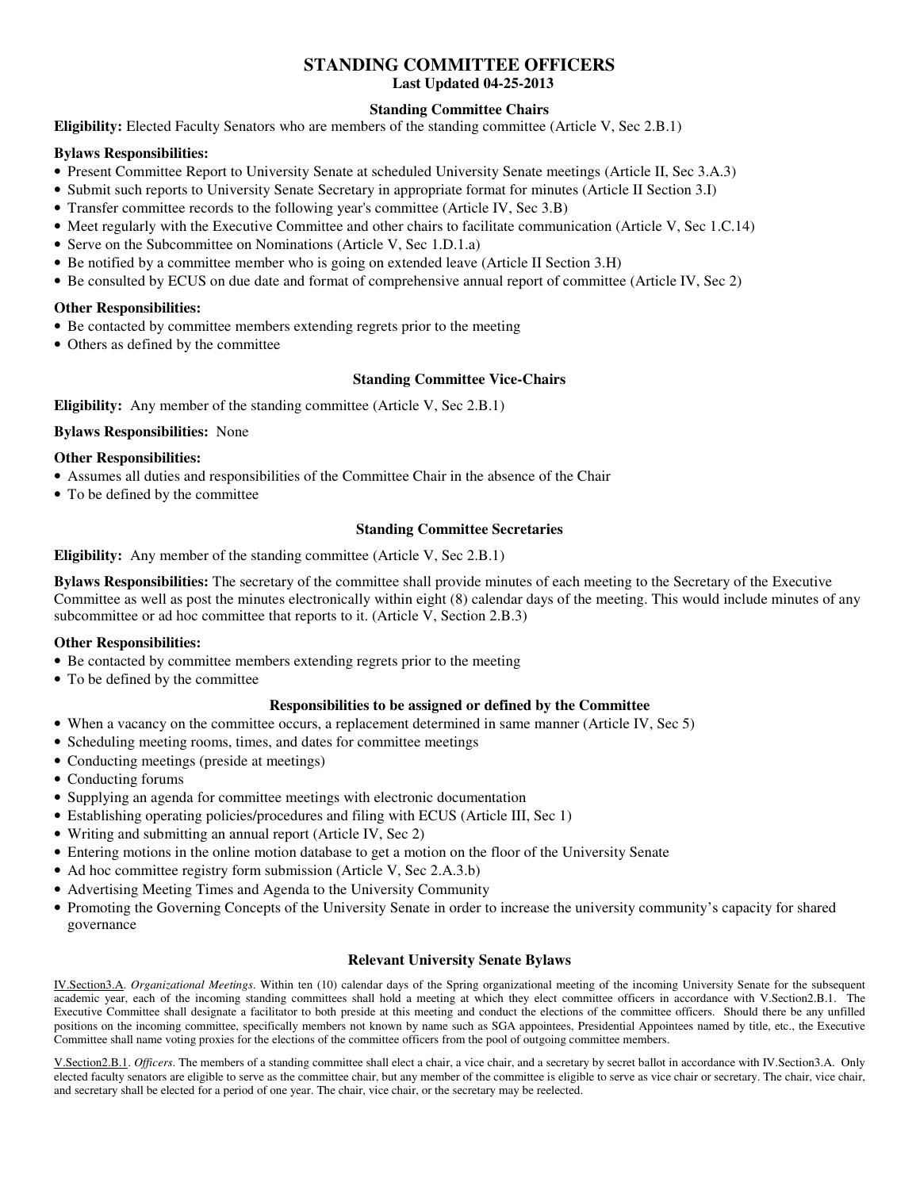# STANDING COMMITTEE OFFICERS

**Last Updated 04-25-2013**

## Standing Committee Chairs

**Eligibility:** Elected Faculty Senators who are members of the standing committee (Article V, Sec 2.B.1)

**Bylaws Responsibilities:**

- Present Committee Report to University Senate at scheduled University Senate meetings (Article II, Sec 3.A.3)
- Submit such reports to University Senate Secretary in appropriate format for minutes (Article II Section 3.I)
- Transfer committee records to the following year's committee (Article IV, Sec 3.B)
- Meet regularly with the Executive Committee and other chairs to facilitate communication (Article V, Sec 1.C.14)
- Serve on the Subcommittee on Nominations (Article V, Sec 1.D.1.a)
- Be notified by a committee member who is going on extended leave (Article II Section 3.H)
- Be consulted by ECUS on due date and format of comprehensive annual report of committee (Article IV, Sec 2)

**Other Responsibilities:**

- Be contacted by committee members extending regrets prior to the meeting
- Others as defined by the committee

## Standing Committee Vice-Chairs

**Eligibility:** Any member of the standing committee (Article V, Sec 2.B.1)

**Bylaws Responsibilities:** None

**Other Responsibilities:**

- Assumes all duties and responsibilities of the Committee Chair in the absence of the Chair
- To be defined by the committee

## Standing Committee Secretaries

**Eligibility:** Any member of the standing committee (Article V, Sec 2.B.1)

**Bylaws Responsibilities:** The secretary of the committee shall provide minutes of each meeting to the Secretary of the Executive Committee as well as post the minutes electronically within eight (8) calendar days of the meeting. This would include minutes of any subcommittee or ad hoc committee that reports to it. (Article V, Section 2.B.3)

**Other Responsibilities:**

- Be contacted by committee members extending regrets prior to the meeting
- To be defined by the committee

## Responsibilities to be assigned or defined by the Committee

- When a vacancy on the committee occurs, a replacement determined in same manner (Article IV, Sec 5)
- Scheduling meeting rooms, times, and dates for committee meetings
- Conducting meetings (preside at meetings)
- Conducting forums
- Supplying an agenda for committee meetings with electronic documentation
- Establishing operating policies/procedures and filing with ECUS (Article III, Sec 1)
- Writing and submitting an annual report (Article IV, Sec 2)
- Entering motions in the online motion database to get a motion on the floor of the University Senate
- Ad hoc committee registry form submission (Article V, Sec 2.A.3.b)
- Advertising Meeting Times and Agenda to the University Community
- Promoting the Governing Concepts of the University Senate in order to increase the university community's capacity for shared governance

## Relevant University Senate Bylaws

IV.Section3.A. *Organizational Meetings*. Within ten (10) calendar days of the Spring organizational meeting of the incoming University Senate for the subsequent academic year, each of the incoming standing committees shall hold a meeting at which they elect committee officers in accordance with V.Section2.B.1. The Executive Committee shall designate a facilitator to both preside at this meeting and conduct the elections of the committee officers. Should there be any unfilled positions on the incoming committee, specifically members not known by name such as SGA appointees, Presidential Appointees named by title, etc., the Executive Committee shall name voting proxies for the elections of the committee officers from the pool of outgoing committee members.

V.Section2.B.1. *Officers*. The members of a standing committee shall elect a chair, a vice chair, and a secretary by secret ballot in accordance with IV.Section3.A. Only elected faculty senators are eligible to serve as the committee chair, but any member of the committee is eligible to serve as vice chair or secretary. The chair, vice chair, and secretary shall be elected for a period of one year. The chair, vice chair, or the secretary may be reelected.